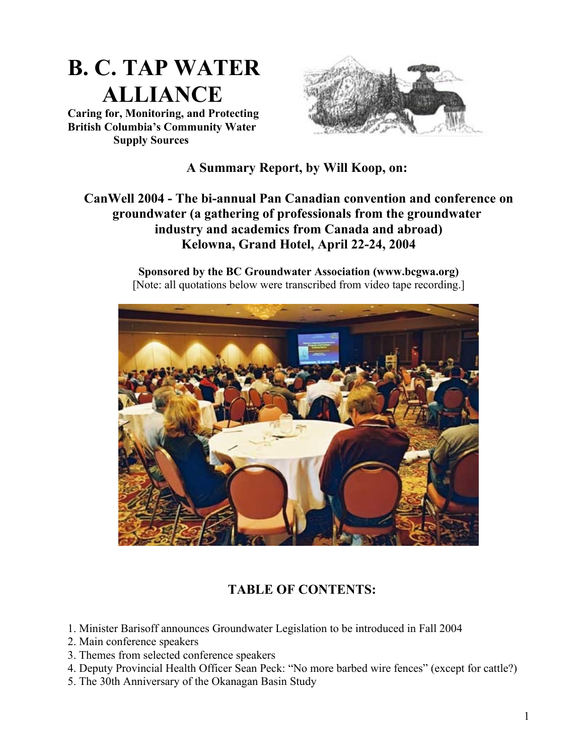# B. C. TAP WATER ALLIANCE

**Caring for, Monitoring, and Protecting British Columbia's Community Water Supply Sources**

### A Summary Report, by Will Koop, on:

### CanWell 2004 - The bi-annual Pan Canadian convention and conference on groundwater (a gathering of professionals from the groundwater industry and academics from Canada and abroad) Kelowna, Grand Hotel, April 22-24, 2004

**Sponsored by the BC Groundwater Association (www.bcgwa.org)**
[Note: all quotations below were transcribed from video tape recording.]

## TABLE OF CONTENTS:

1. Minister Barisoff announces Groundwater Legislation to be introduced in Fall 2004
2. Main conference speakers
3. Themes from selected conference speakers
4. Deputy Provincial Health Officer Sean Peck: "No more barbed wire fences" (except for cattle?)
5. The 30th Anniversary of the Okanagan Basin Study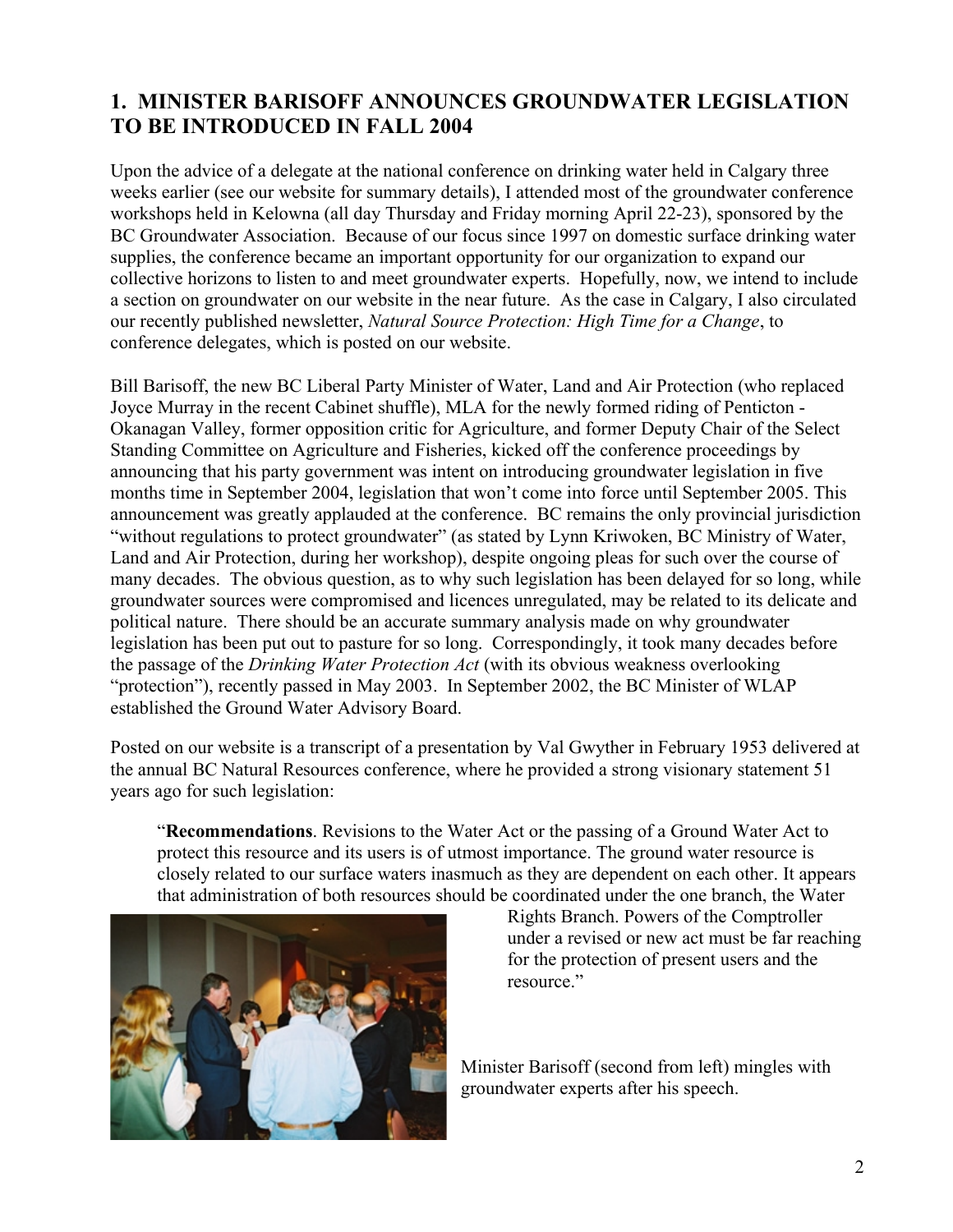## 1. MINISTER BARISOFF ANNOUNCES GROUNDWATER LEGISLATION TO BE INTRODUCED IN FALL 2004

Upon the advice of a delegate at the national conference on drinking water held in Calgary three weeks earlier (see our website for summary details), I attended most of the groundwater conference workshops held in Kelowna (all day Thursday and Friday morning April 22-23), sponsored by the BC Groundwater Association. Because of our focus since 1997 on domestic surface drinking water supplies, the conference became an important opportunity for our organization to expand our collective horizons to listen to and meet groundwater experts. Hopefully, now, we intend to include a section on groundwater on our website in the near future. As the case in Calgary, I also circulated our recently published newsletter, *Natural Source Protection: High Time for a Change*, to conference delegates, which is posted on our website.

Bill Barisoff, the new BC Liberal Party Minister of Water, Land and Air Protection (who replaced Joyce Murray in the recent Cabinet shuffle), MLA for the newly formed riding of Penticton - Okanagan Valley, former opposition critic for Agriculture, and former Deputy Chair of the Select Standing Committee on Agriculture and Fisheries, kicked off the conference proceedings by announcing that his party government was intent on introducing groundwater legislation in five months time in September 2004, legislation that won't come into force until September 2005. This announcement was greatly applauded at the conference. BC remains the only provincial jurisdiction "without regulations to protect groundwater" (as stated by Lynn Kriwoken, BC Ministry of Water, Land and Air Protection, during her workshop), despite ongoing pleas for such over the course of many decades. The obvious question, as to why such legislation has been delayed for so long, while groundwater sources were compromised and licences unregulated, may be related to its delicate and political nature. There should be an accurate summary analysis made on why groundwater legislation has been put out to pasture for so long. Correspondingly, it took many decades before the passage of the *Drinking Water Protection Act* (with its obvious weakness overlooking "protection"), recently passed in May 2003. In September 2002, the BC Minister of WLAP established the Ground Water Advisory Board.

Posted on our website is a transcript of a presentation by Val Gwyther in February 1953 delivered at the annual BC Natural Resources conference, where he provided a strong visionary statement 51 years ago for such legislation:

> "**Recommendations**. Revisions to the Water Act or the passing of a Ground Water Act to protect this resource and its users is of utmost importance. The ground water resource is closely related to our surface waters inasmuch as they are dependent on each other. It appears that administration of both resources should be coordinated under the one branch, the Water Rights Branch. Powers of the Comptroller under a revised or new act must be far reaching for the protection of present users and the resource."

Minister Barisoff (second from left) mingles with groundwater experts after his speech.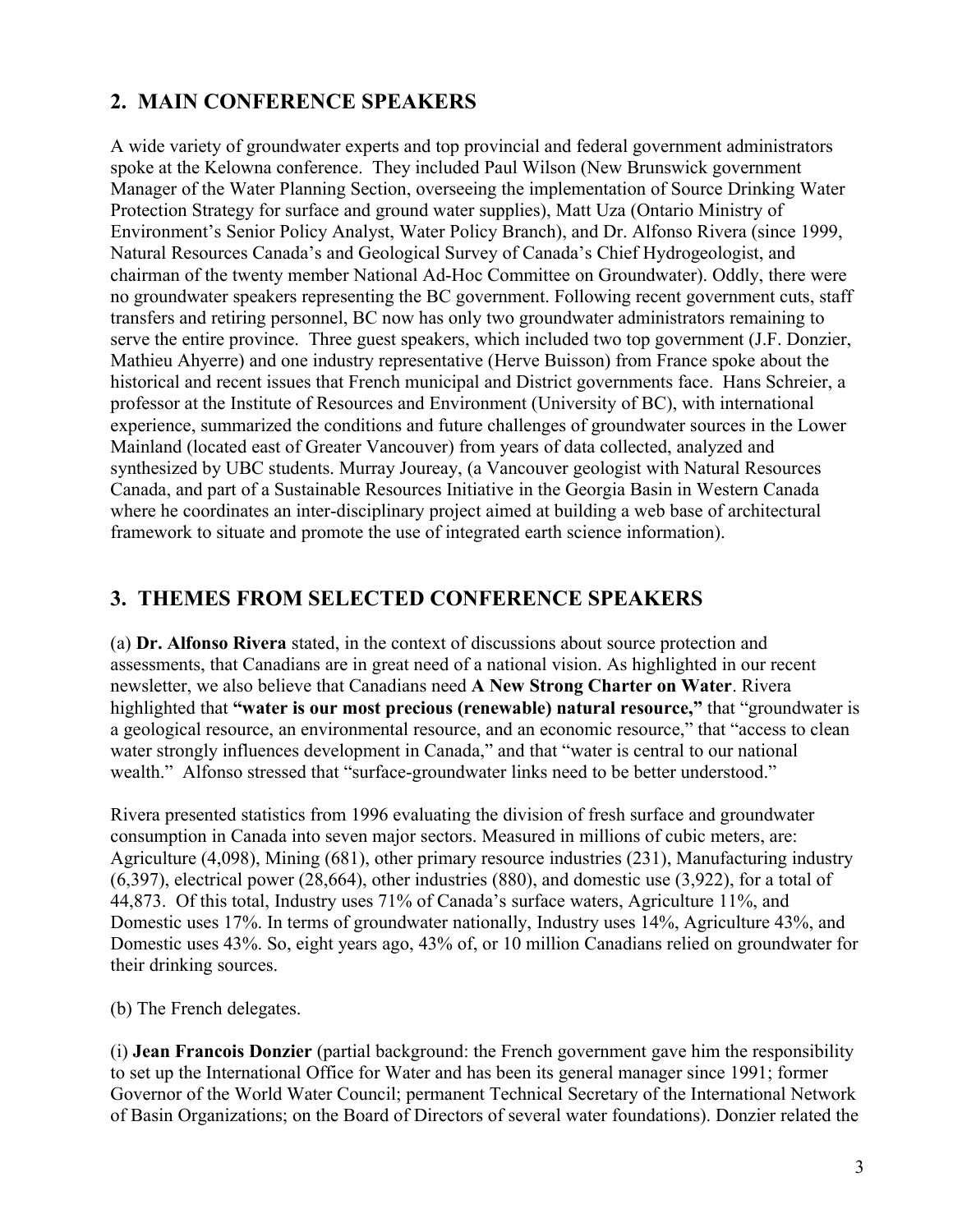## 2. MAIN CONFERENCE SPEAKERS

A wide variety of groundwater experts and top provincial and federal government administrators spoke at the Kelowna conference. They included Paul Wilson (New Brunswick government Manager of the Water Planning Section, overseeing the implementation of Source Drinking Water Protection Strategy for surface and ground water supplies), Matt Uza (Ontario Ministry of Environment's Senior Policy Analyst, Water Policy Branch), and Dr. Alfonso Rivera (since 1999, Natural Resources Canada's and Geological Survey of Canada's Chief Hydrogeologist, and chairman of the twenty member National Ad-Hoc Committee on Groundwater). Oddly, there were no groundwater speakers representing the BC government. Following recent government cuts, staff transfers and retiring personnel, BC now has only two groundwater administrators remaining to serve the entire province. Three guest speakers, which included two top government (J.F. Donzier, Mathieu Ahyerre) and one industry representative (Herve Buisson) from France spoke about the historical and recent issues that French municipal and District governments face. Hans Schreier, a professor at the Institute of Resources and Environment (University of BC), with international experience, summarized the conditions and future challenges of groundwater sources in the Lower Mainland (located east of Greater Vancouver) from years of data collected, analyzed and synthesized by UBC students. Murray Joureay, (a Vancouver geologist with Natural Resources Canada, and part of a Sustainable Resources Initiative in the Georgia Basin in Western Canada where he coordinates an inter-disciplinary project aimed at building a web base of architectural framework to situate and promote the use of integrated earth science information).

## 3. THEMES FROM SELECTED CONFERENCE SPEAKERS

(a) **Dr. Alfonso Rivera** stated, in the context of discussions about source protection and assessments, that Canadians are in great need of a national vision. As highlighted in our recent newsletter, we also believe that Canadians need **A New Strong Charter on Water**. Rivera highlighted that **"water is our most precious (renewable) natural resource,"** that "groundwater is a geological resource, an environmental resource, and an economic resource," that "access to clean water strongly influences development in Canada," and that "water is central to our national wealth." Alfonso stressed that "surface-groundwater links need to be better understood."

Rivera presented statistics from 1996 evaluating the division of fresh surface and groundwater consumption in Canada into seven major sectors. Measured in millions of cubic meters, are: Agriculture (4,098), Mining (681), other primary resource industries (231), Manufacturing industry (6,397), electrical power (28,664), other industries (880), and domestic use (3,922), for a total of 44,873. Of this total, Industry uses 71% of Canada's surface waters, Agriculture 11%, and Domestic uses 17%. In terms of groundwater nationally, Industry uses 14%, Agriculture 43%, and Domestic uses 43%. So, eight years ago, 43% of, or 10 million Canadians relied on groundwater for their drinking sources.

(b) The French delegates.

(i) **Jean Francois Donzier** (partial background: the French government gave him the responsibility to set up the International Office for Water and has been its general manager since 1991; former Governor of the World Water Council; permanent Technical Secretary of the International Network of Basin Organizations; on the Board of Directors of several water foundations). Donzier related the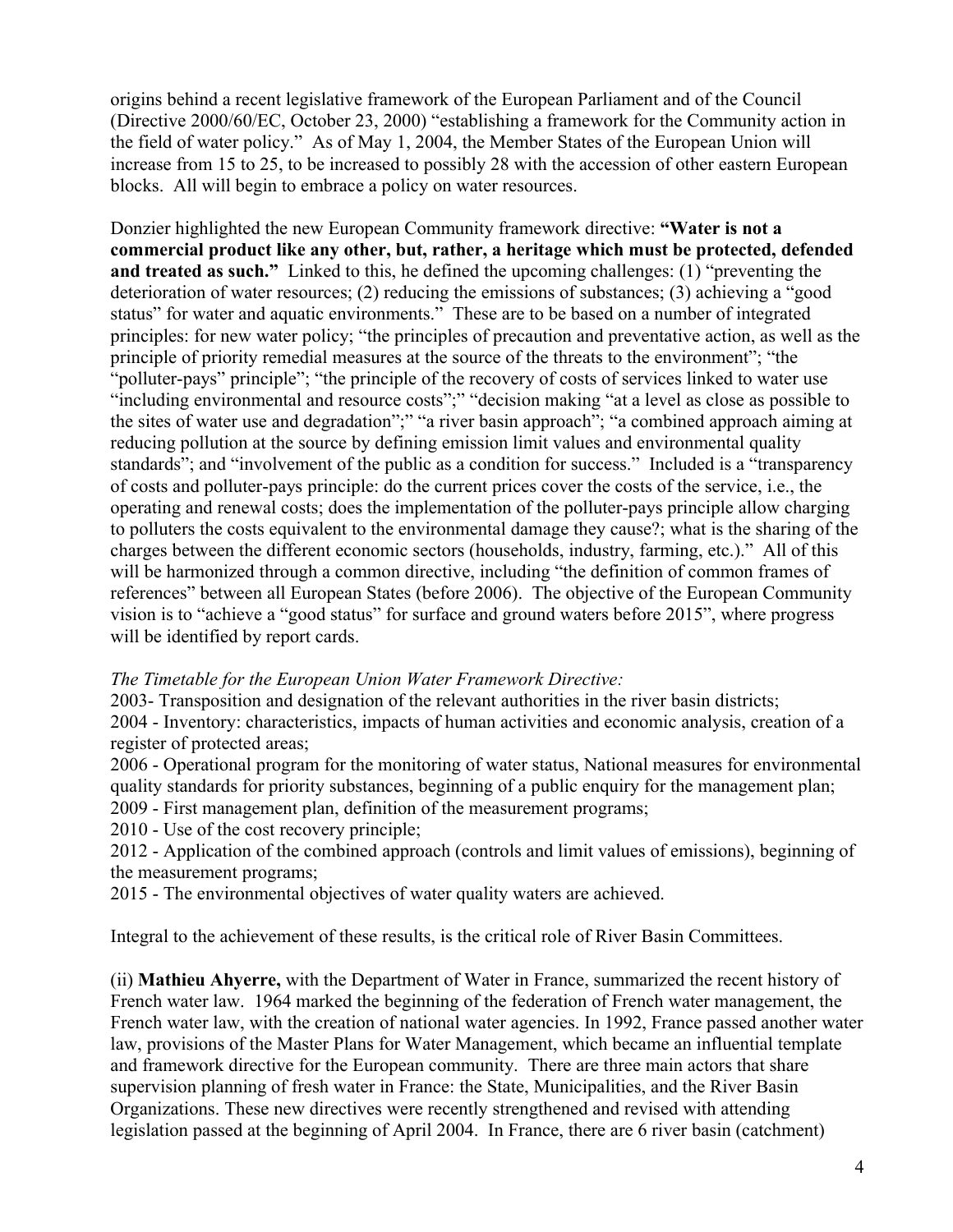origins behind a recent legislative framework of the European Parliament and of the Council (Directive 2000/60/EC, October 23, 2000) "establishing a framework for the Community action in the field of water policy." As of May 1, 2004, the Member States of the European Union will increase from 15 to 25, to be increased to possibly 28 with the accession of other eastern European blocks. All will begin to embrace a policy on water resources.

Donzier highlighted the new European Community framework directive: **"Water is not a commercial product like any other, but, rather, a heritage which must be protected, defended and treated as such."** Linked to this, he defined the upcoming challenges: (1) "preventing the deterioration of water resources; (2) reducing the emissions of substances; (3) achieving a "good status" for water and aquatic environments." These are to be based on a number of integrated principles: for new water policy; "the principles of precaution and preventative action, as well as the principle of priority remedial measures at the source of the threats to the environment"; "the "polluter-pays" principle"; "the principle of the recovery of costs of services linked to water use "including environmental and resource costs";" "decision making "at a level as close as possible to the sites of water use and degradation";" "a river basin approach"; "a combined approach aiming at reducing pollution at the source by defining emission limit values and environmental quality standards"; and "involvement of the public as a condition for success." Included is a "transparency of costs and polluter-pays principle: do the current prices cover the costs of the service, i.e., the operating and renewal costs; does the implementation of the polluter-pays principle allow charging to polluters the costs equivalent to the environmental damage they cause?; what is the sharing of the charges between the different economic sectors (households, industry, farming, etc.)." All of this will be harmonized through a common directive, including "the definition of common frames of references" between all European States (before 2006). The objective of the European Community vision is to "achieve a "good status" for surface and ground waters before 2015", where progress will be identified by report cards.

*The Timetable for the European Union Water Framework Directive:*

2003- Transposition and designation of the relevant authorities in the river basin districts;
2004 - Inventory: characteristics, impacts of human activities and economic analysis, creation of a register of protected areas;
2006 - Operational program for the monitoring of water status, National measures for environmental quality standards for priority substances, beginning of a public enquiry for the management plan;
2009 - First management plan, definition of the measurement programs;
2010 - Use of the cost recovery principle;
2012 - Application of the combined approach (controls and limit values of emissions), beginning of the measurement programs;
2015 - The environmental objectives of water quality waters are achieved.

Integral to the achievement of these results, is the critical role of River Basin Committees.

(ii) **Mathieu Ahyerre,** with the Department of Water in France, summarized the recent history of French water law. 1964 marked the beginning of the federation of French water management, the French water law, with the creation of national water agencies. In 1992, France passed another water law, provisions of the Master Plans for Water Management, which became an influential template and framework directive for the European community. There are three main actors that share supervision planning of fresh water in France: the State, Municipalities, and the River Basin Organizations. These new directives were recently strengthened and revised with attending legislation passed at the beginning of April 2004. In France, there are 6 river basin (catchment)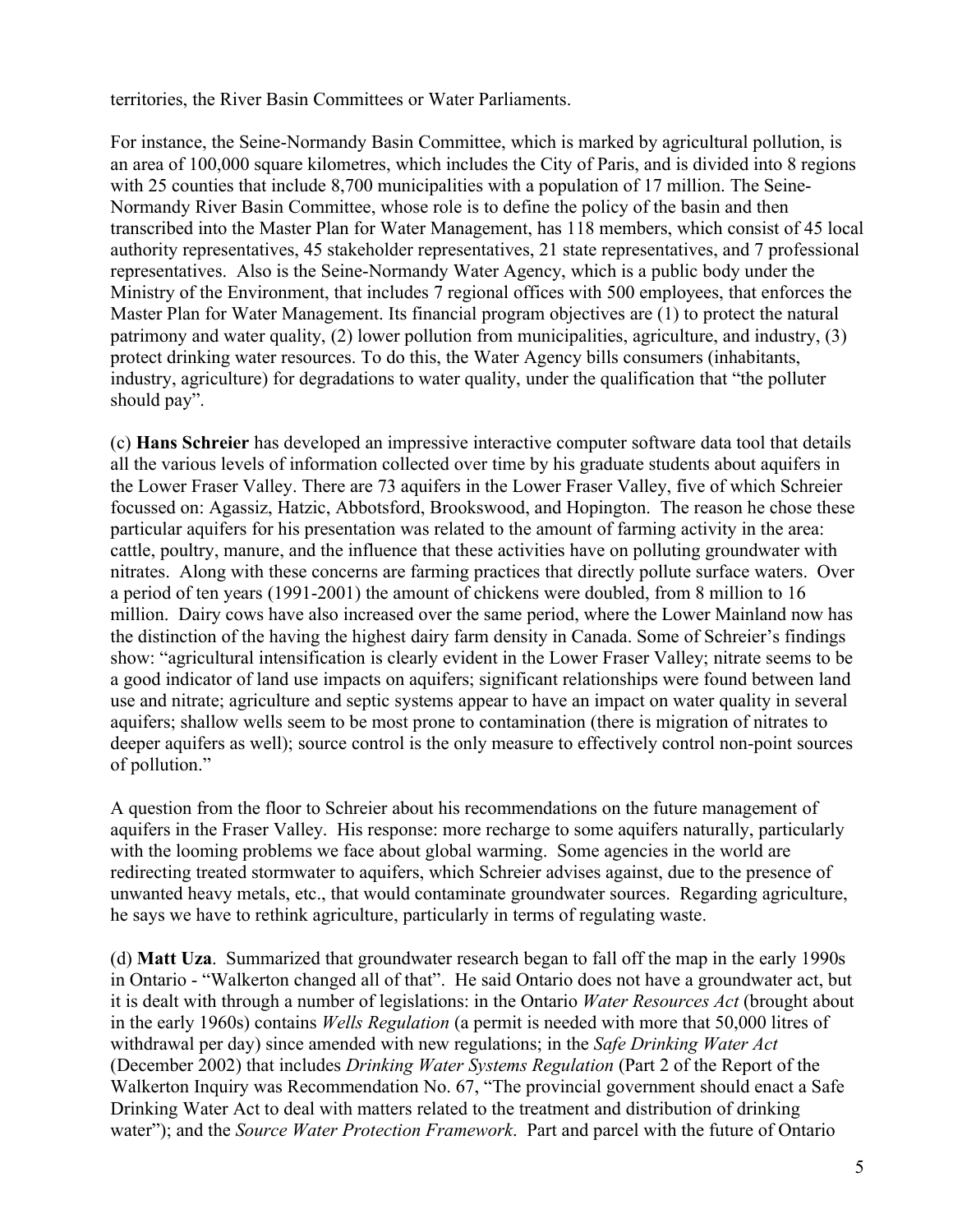territories, the River Basin Committees or Water Parliaments.

For instance, the Seine-Normandy Basin Committee, which is marked by agricultural pollution, is an area of 100,000 square kilometres, which includes the City of Paris, and is divided into 8 regions with 25 counties that include 8,700 municipalities with a population of 17 million. The Seine-Normandy River Basin Committee, whose role is to define the policy of the basin and then transcribed into the Master Plan for Water Management, has 118 members, which consist of 45 local authority representatives, 45 stakeholder representatives, 21 state representatives, and 7 professional representatives. Also is the Seine-Normandy Water Agency, which is a public body under the Ministry of the Environment, that includes 7 regional offices with 500 employees, that enforces the Master Plan for Water Management. Its financial program objectives are (1) to protect the natural patrimony and water quality, (2) lower pollution from municipalities, agriculture, and industry, (3) protect drinking water resources. To do this, the Water Agency bills consumers (inhabitants, industry, agriculture) for degradations to water quality, under the qualification that "the polluter should pay".

(c) **Hans Schreier** has developed an impressive interactive computer software data tool that details all the various levels of information collected over time by his graduate students about aquifers in the Lower Fraser Valley. There are 73 aquifers in the Lower Fraser Valley, five of which Schreier focussed on: Agassiz, Hatzic, Abbotsford, Brookswood, and Hopington. The reason he chose these particular aquifers for his presentation was related to the amount of farming activity in the area: cattle, poultry, manure, and the influence that these activities have on polluting groundwater with nitrates. Along with these concerns are farming practices that directly pollute surface waters. Over a period of ten years (1991-2001) the amount of chickens were doubled, from 8 million to 16 million. Dairy cows have also increased over the same period, where the Lower Mainland now has the distinction of the having the highest dairy farm density in Canada. Some of Schreier's findings show: "agricultural intensification is clearly evident in the Lower Fraser Valley; nitrate seems to be a good indicator of land use impacts on aquifers; significant relationships were found between land use and nitrate; agriculture and septic systems appear to have an impact on water quality in several aquifers; shallow wells seem to be most prone to contamination (there is migration of nitrates to deeper aquifers as well); source control is the only measure to effectively control non-point sources of pollution."

A question from the floor to Schreier about his recommendations on the future management of aquifers in the Fraser Valley. His response: more recharge to some aquifers naturally, particularly with the looming problems we face about global warming. Some agencies in the world are redirecting treated stormwater to aquifers, which Schreier advises against, due to the presence of unwanted heavy metals, etc., that would contaminate groundwater sources. Regarding agriculture, he says we have to rethink agriculture, particularly in terms of regulating waste.

(d) **Matt Uza**. Summarized that groundwater research began to fall off the map in the early 1990s in Ontario - "Walkerton changed all of that". He said Ontario does not have a groundwater act, but it is dealt with through a number of legislations: in the Ontario *Water Resources Act* (brought about in the early 1960s) contains *Wells Regulation* (a permit is needed with more that 50,000 litres of withdrawal per day) since amended with new regulations; in the *Safe Drinking Water Act* (December 2002) that includes *Drinking Water Systems Regulation* (Part 2 of the Report of the Walkerton Inquiry was Recommendation No. 67, "The provincial government should enact a Safe Drinking Water Act to deal with matters related to the treatment and distribution of drinking water"); and the *Source Water Protection Framework*. Part and parcel with the future of Ontario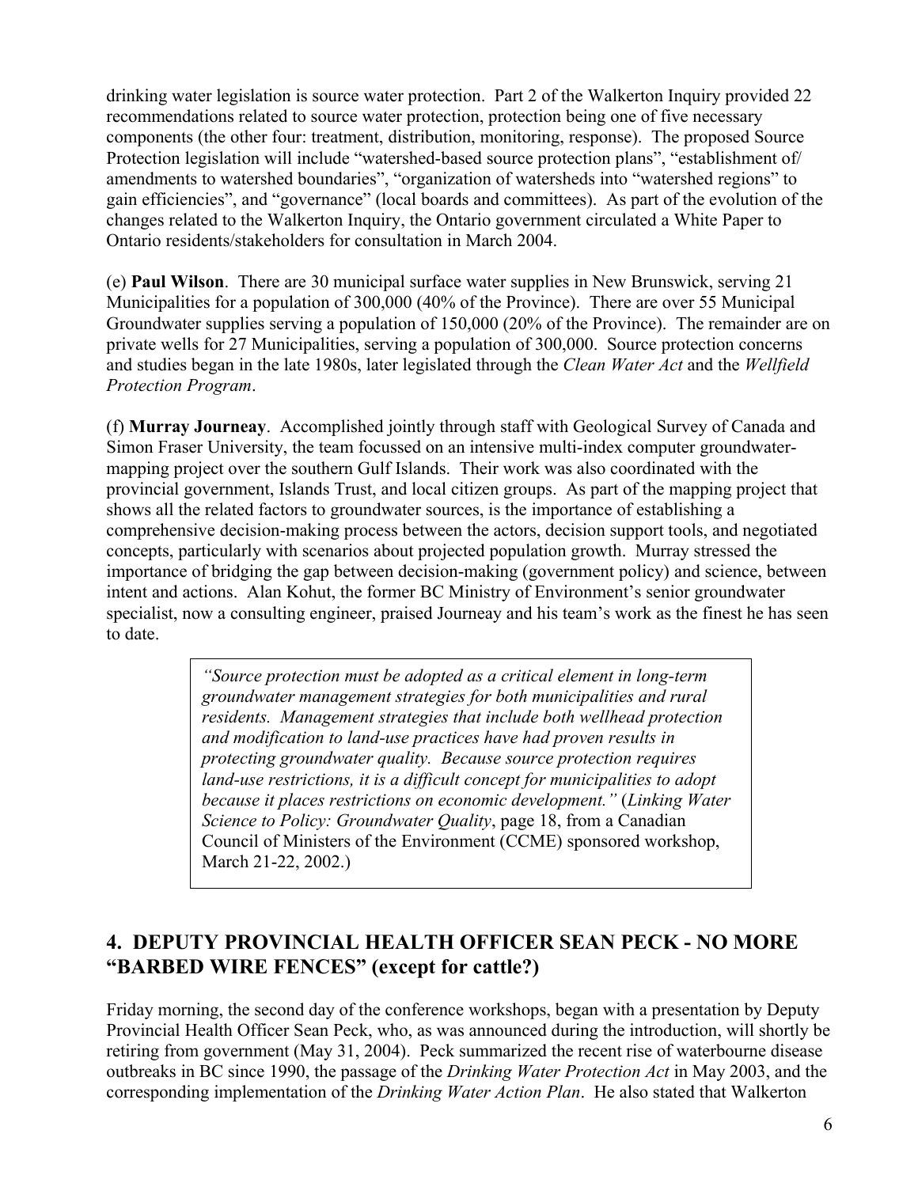drinking water legislation is source water protection. Part 2 of the Walkerton Inquiry provided 22 recommendations related to source water protection, protection being one of five necessary components (the other four: treatment, distribution, monitoring, response). The proposed Source Protection legislation will include "watershed-based source protection plans", "establishment of/ amendments to watershed boundaries", "organization of watersheds into "watershed regions" to gain efficiencies", and "governance" (local boards and committees). As part of the evolution of the changes related to the Walkerton Inquiry, the Ontario government circulated a White Paper to Ontario residents/stakeholders for consultation in March 2004.

(e) **Paul Wilson**. There are 30 municipal surface water supplies in New Brunswick, serving 21 Municipalities for a population of 300,000 (40% of the Province). There are over 55 Municipal Groundwater supplies serving a population of 150,000 (20% of the Province). The remainder are on private wells for 27 Municipalities, serving a population of 300,000. Source protection concerns and studies began in the late 1980s, later legislated through the *Clean Water Act* and the *Wellfield Protection Program*.

(f) **Murray Journeay**. Accomplished jointly through staff with Geological Survey of Canada and Simon Fraser University, the team focussed on an intensive multi-index computer groundwater-mapping project over the southern Gulf Islands. Their work was also coordinated with the provincial government, Islands Trust, and local citizen groups. As part of the mapping project that shows all the related factors to groundwater sources, is the importance of establishing a comprehensive decision-making process between the actors, decision support tools, and negotiated concepts, particularly with scenarios about projected population growth. Murray stressed the importance of bridging the gap between decision-making (government policy) and science, between intent and actions. Alan Kohut, the former BC Ministry of Environment's senior groundwater specialist, now a consulting engineer, praised Journeay and his team's work as the finest he has seen to date.

> *"Source protection must be adopted as a critical element in long-term groundwater management strategies for both municipalities and rural residents. Management strategies that include both wellhead protection and modification to land-use practices have had proven results in protecting groundwater quality. Because source protection requires land-use restrictions, it is a difficult concept for municipalities to adopt because it places restrictions on economic development."* (*Linking Water Science to Policy: Groundwater Quality*, page 18, from a Canadian Council of Ministers of the Environment (CCME) sponsored workshop, March 21-22, 2002.)

## 4. DEPUTY PROVINCIAL HEALTH OFFICER SEAN PECK - NO MORE "BARBED WIRE FENCES" (except for cattle?)

Friday morning, the second day of the conference workshops, began with a presentation by Deputy Provincial Health Officer Sean Peck, who, as was announced during the introduction, will shortly be retiring from government (May 31, 2004). Peck summarized the recent rise of waterbourne disease outbreaks in BC since 1990, the passage of the *Drinking Water Protection Act* in May 2003, and the corresponding implementation of the *Drinking Water Action Plan*. He also stated that Walkerton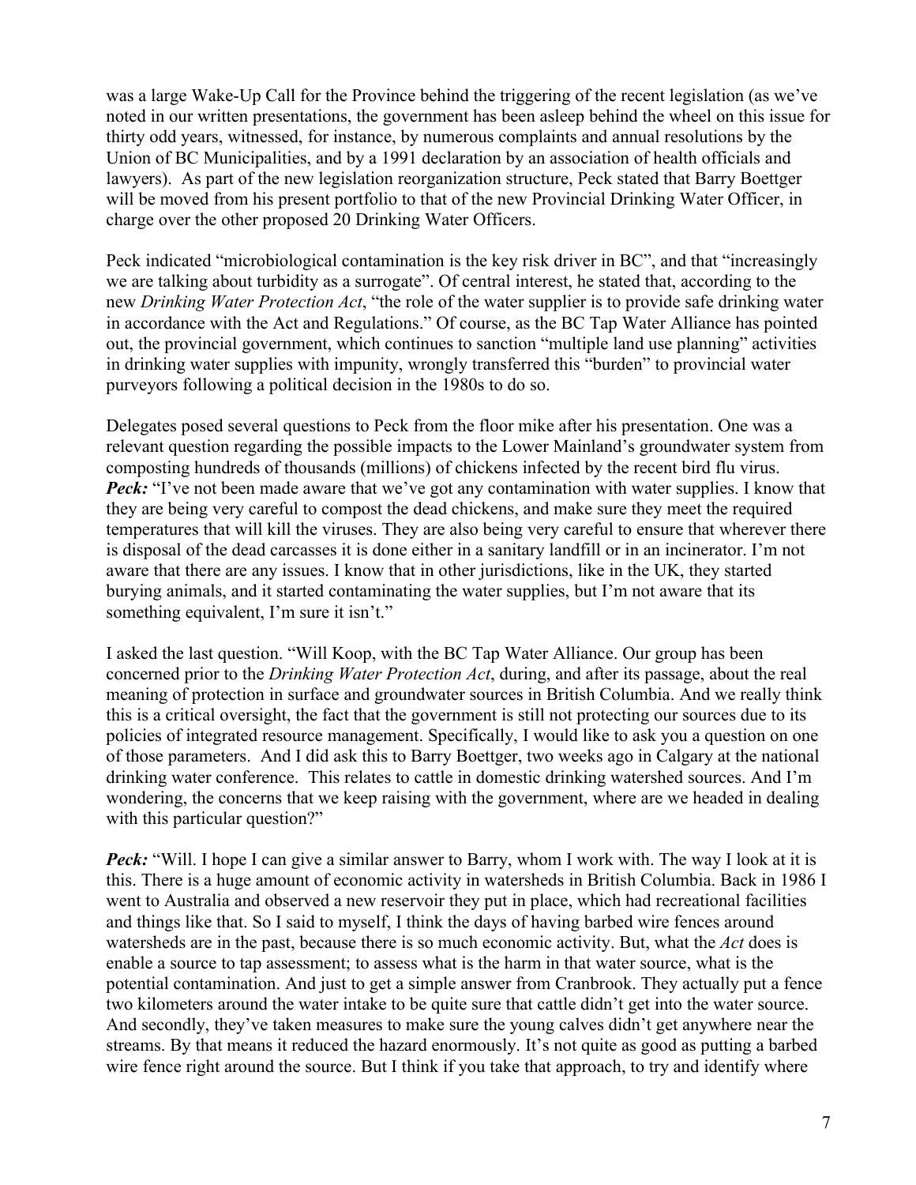was a large Wake-Up Call for the Province behind the triggering of the recent legislation (as we've noted in our written presentations, the government has been asleep behind the wheel on this issue for thirty odd years, witnessed, for instance, by numerous complaints and annual resolutions by the Union of BC Municipalities, and by a 1991 declaration by an association of health officials and lawyers). As part of the new legislation reorganization structure, Peck stated that Barry Boettger will be moved from his present portfolio to that of the new Provincial Drinking Water Officer, in charge over the other proposed 20 Drinking Water Officers.

Peck indicated "microbiological contamination is the key risk driver in BC", and that "increasingly we are talking about turbidity as a surrogate". Of central interest, he stated that, according to the new *Drinking Water Protection Act*, "the role of the water supplier is to provide safe drinking water in accordance with the Act and Regulations." Of course, as the BC Tap Water Alliance has pointed out, the provincial government, which continues to sanction "multiple land use planning" activities in drinking water supplies with impunity, wrongly transferred this "burden" to provincial water purveyors following a political decision in the 1980s to do so.

Delegates posed several questions to Peck from the floor mike after his presentation. One was a relevant question regarding the possible impacts to the Lower Mainland's groundwater system from composting hundreds of thousands (millions) of chickens infected by the recent bird flu virus. ***Peck:*** "I've not been made aware that we've got any contamination with water supplies. I know that they are being very careful to compost the dead chickens, and make sure they meet the required temperatures that will kill the viruses. They are also being very careful to ensure that wherever there is disposal of the dead carcasses it is done either in a sanitary landfill or in an incinerator. I'm not aware that there are any issues. I know that in other jurisdictions, like in the UK, they started burying animals, and it started contaminating the water supplies, but I'm not aware that its something equivalent, I'm sure it isn't."

I asked the last question. "Will Koop, with the BC Tap Water Alliance. Our group has been concerned prior to the *Drinking Water Protection Act*, during, and after its passage, about the real meaning of protection in surface and groundwater sources in British Columbia. And we really think this is a critical oversight, the fact that the government is still not protecting our sources due to its policies of integrated resource management. Specifically, I would like to ask you a question on one of those parameters. And I did ask this to Barry Boettger, two weeks ago in Calgary at the national drinking water conference. This relates to cattle in domestic drinking watershed sources. And I'm wondering, the concerns that we keep raising with the government, where are we headed in dealing with this particular question?"

***Peck:*** "Will. I hope I can give a similar answer to Barry, whom I work with. The way I look at it is this. There is a huge amount of economic activity in watersheds in British Columbia. Back in 1986 I went to Australia and observed a new reservoir they put in place, which had recreational facilities and things like that. So I said to myself, I think the days of having barbed wire fences around watersheds are in the past, because there is so much economic activity. But, what the *Act* does is enable a source to tap assessment; to assess what is the harm in that water source, what is the potential contamination. And just to get a simple answer from Cranbrook. They actually put a fence two kilometers around the water intake to be quite sure that cattle didn't get into the water source. And secondly, they've taken measures to make sure the young calves didn't get anywhere near the streams. By that means it reduced the hazard enormously. It's not quite as good as putting a barbed wire fence right around the source. But I think if you take that approach, to try and identify where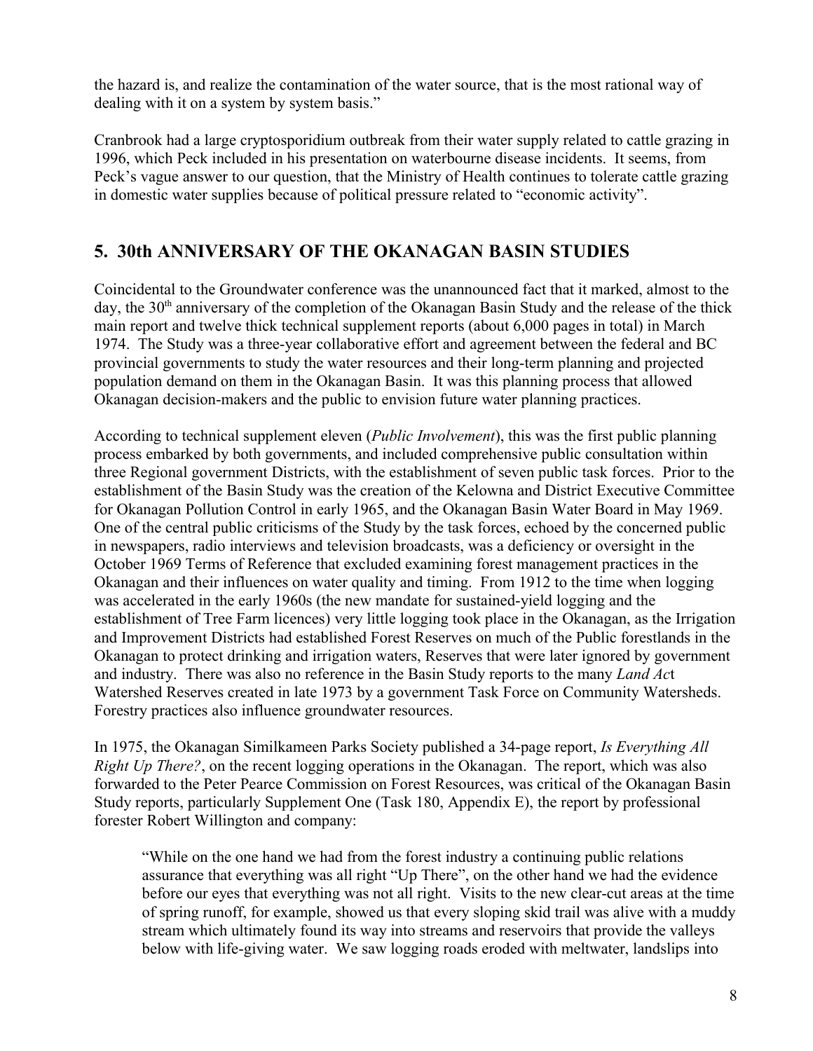the hazard is, and realize the contamination of the water source, that is the most rational way of dealing with it on a system by system basis."

Cranbrook had a large cryptosporidium outbreak from their water supply related to cattle grazing in 1996, which Peck included in his presentation on waterbourne disease incidents. It seems, from Peck's vague answer to our question, that the Ministry of Health continues to tolerate cattle grazing in domestic water supplies because of political pressure related to "economic activity".

## 5. 30th ANNIVERSARY OF THE OKANAGAN BASIN STUDIES

Coincidental to the Groundwater conference was the unannounced fact that it marked, almost to the day, the 30th anniversary of the completion of the Okanagan Basin Study and the release of the thick main report and twelve thick technical supplement reports (about 6,000 pages in total) in March 1974. The Study was a three-year collaborative effort and agreement between the federal and BC provincial governments to study the water resources and their long-term planning and projected population demand on them in the Okanagan Basin. It was this planning process that allowed Okanagan decision-makers and the public to envision future water planning practices.

According to technical supplement eleven (*Public Involvement*), this was the first public planning process embarked by both governments, and included comprehensive public consultation within three Regional government Districts, with the establishment of seven public task forces. Prior to the establishment of the Basin Study was the creation of the Kelowna and District Executive Committee for Okanagan Pollution Control in early 1965, and the Okanagan Basin Water Board in May 1969. One of the central public criticisms of the Study by the task forces, echoed by the concerned public in newspapers, radio interviews and television broadcasts, was a deficiency or oversight in the October 1969 Terms of Reference that excluded examining forest management practices in the Okanagan and their influences on water quality and timing. From 1912 to the time when logging was accelerated in the early 1960s (the new mandate for sustained-yield logging and the establishment of Tree Farm licences) very little logging took place in the Okanagan, as the Irrigation and Improvement Districts had established Forest Reserves on much of the Public forestlands in the Okanagan to protect drinking and irrigation waters, Reserves that were later ignored by government and industry. There was also no reference in the Basin Study reports to the many *Land Act* Watershed Reserves created in late 1973 by a government Task Force on Community Watersheds. Forestry practices also influence groundwater resources.

In 1975, the Okanagan Similkameen Parks Society published a 34-page report, *Is Everything All Right Up There?*, on the recent logging operations in the Okanagan. The report, which was also forwarded to the Peter Pearce Commission on Forest Resources, was critical of the Okanagan Basin Study reports, particularly Supplement One (Task 180, Appendix E), the report by professional forester Robert Willington and company:

> "While on the one hand we had from the forest industry a continuing public relations assurance that everything was all right "Up There", on the other hand we had the evidence before our eyes that everything was not all right. Visits to the new clear-cut areas at the time of spring runoff, for example, showed us that every sloping skid trail was alive with a muddy stream which ultimately found its way into streams and reservoirs that provide the valleys below with life-giving water. We saw logging roads eroded with meltwater, landslips into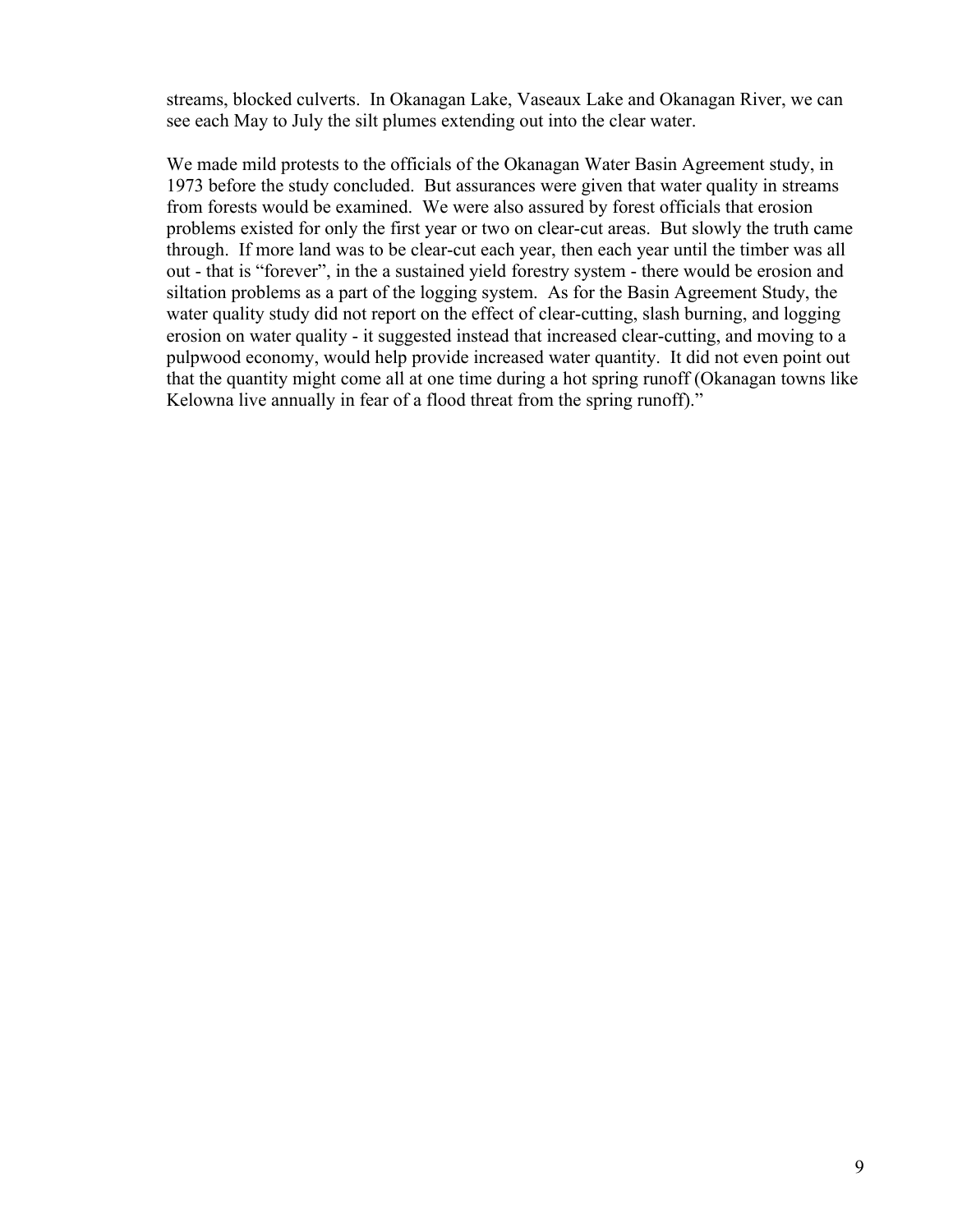streams, blocked culverts. In Okanagan Lake, Vaseaux Lake and Okanagan River, we can see each May to July the silt plumes extending out into the clear water.

We made mild protests to the officials of the Okanagan Water Basin Agreement study, in 1973 before the study concluded. But assurances were given that water quality in streams from forests would be examined. We were also assured by forest officials that erosion problems existed for only the first year or two on clear-cut areas. But slowly the truth came through. If more land was to be clear-cut each year, then each year until the timber was all out - that is "forever", in the a sustained yield forestry system - there would be erosion and siltation problems as a part of the logging system. As for the Basin Agreement Study, the water quality study did not report on the effect of clear-cutting, slash burning, and logging erosion on water quality - it suggested instead that increased clear-cutting, and moving to a pulpwood economy, would help provide increased water quantity. It did not even point out that the quantity might come all at one time during a hot spring runoff (Okanagan towns like Kelowna live annually in fear of a flood threat from the spring runoff)."